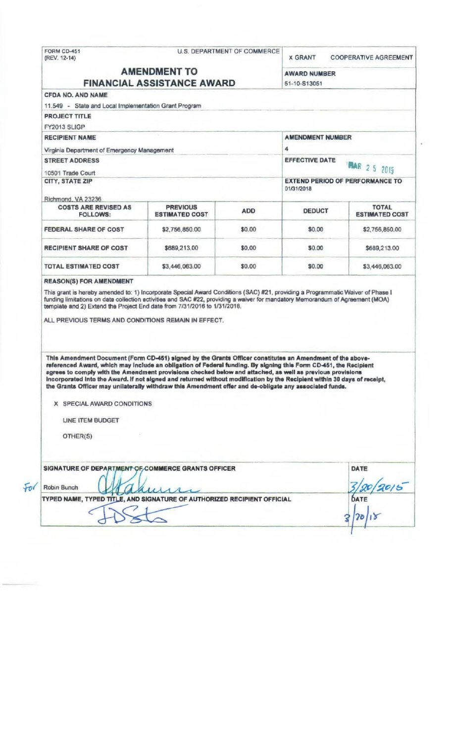FORM CD-451
(REV. 12-14)

U.S. DEPARTMENT OF COMMERCE

X GRANT    COOPERATIVE AGREEMENT

# AMENDMENT TO FINANCIAL ASSISTANCE AWARD

**AWARD NUMBER**
51-10-S13051

**CFDA NO. AND NAME**
11.549 - State and Local Implementation Grant Program

**PROJECT TITLE**
FY2013 SLIGP

**RECIPIENT NAME**
Virginia Department of Emergency Management

**AMENDMENT NUMBER**
4

**STREET ADDRESS**
10501 Trade Court

**EFFECTIVE DATE**
MAR 25 2015

**CITY, STATE ZIP**
Richmond, VA 23236

**EXTEND PERIOD OF PERFORMANCE TO**
01/31/2018

| COSTS ARE REVISED AS FOLLOWS: | PREVIOUS ESTIMATED COST | ADD | DEDUCT | TOTAL ESTIMATED COST |
|---|---|---|---|---|
| FEDERAL SHARE OF COST | $2,756,850.00 | $0.00 | $0.00 | $2,756,850.00 |
| RECIPIENT SHARE OF COST | $689,213.00 | $0.00 | $0.00 | $689,213.00 |
| TOTAL ESTIMATED COST | $3,446,063.00 | $0.00 | $0.00 | $3,446,063.00 |

**REASON(S) FOR AMENDMENT**

This grant is hereby amended to: 1) Incorporate Special Award Conditions (SAC) #21, providing a Programmatic Waiver of Phase I funding limitations on data collection activities and SAC #22, providing a waiver for mandatory Memorandum of Agreement (MOA) template and 2) Extend the Project End date from 7/31/2016 to 1/31/2018.

ALL PREVIOUS TERMS AND CONDITIONS REMAIN IN EFFECT.

**This Amendment Document (Form CD-451) signed by the Grants Officer constitutes an Amendment of the above-referenced Award, which may include an obligation of Federal funding. By signing this Form CD-451, the Recipient agrees to comply with the Amendment provisions checked below and attached, as well as previous provisions incorporated into the Award. If not signed and returned without modification by the Recipient within 30 days of receipt, the Grants Officer may unilaterally withdraw this Amendment offer and de-obligate any associated funds.**

X SPECIAL AWARD CONDITIONS

LINE ITEM BUDGET

OTHER(S)

**SIGNATURE OF DEPARTMENT OF COMMERCE GRANTS OFFICER**
For Robin Bunch

**DATE**
3/20/2015

**TYPED NAME, TYPED TITLE, AND SIGNATURE OF AUTHORIZED RECIPIENT OFFICIAL**

**DATE**
3/20/15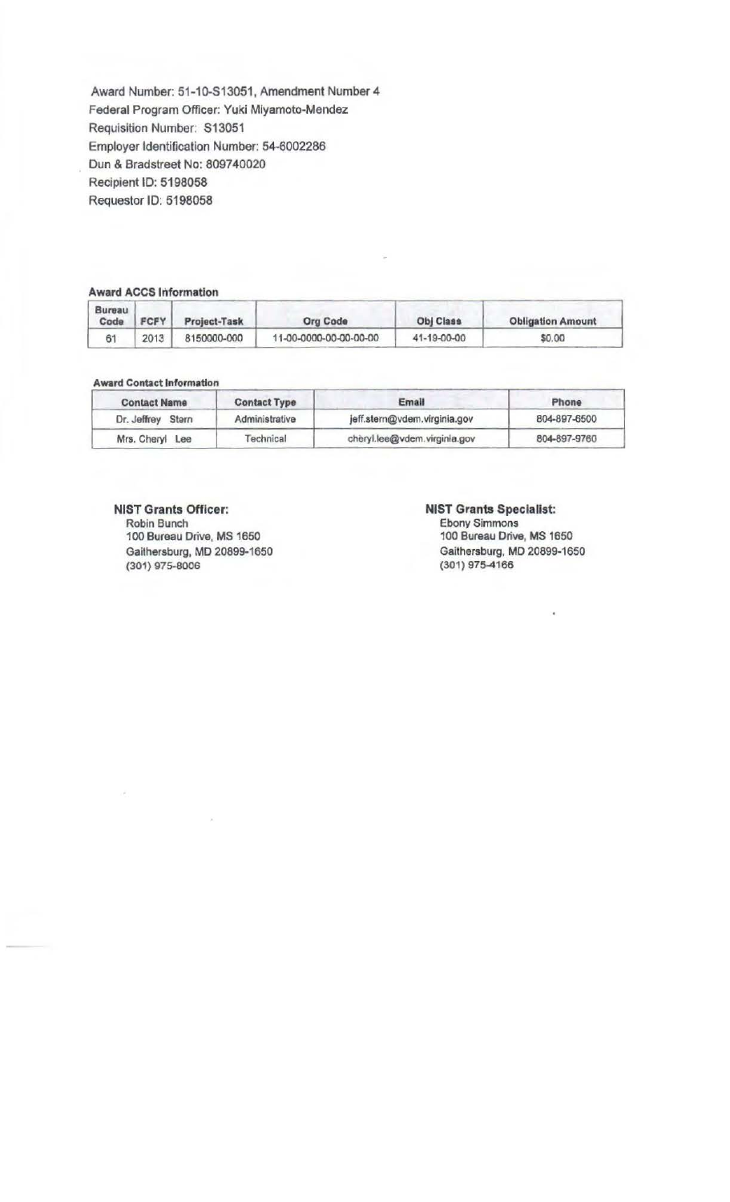Award Number: 51-10-S13051, Amendment Number 4
Federal Program Officer: Yuki Miyamoto-Mendez
Requisition Number: S13051
Employer Identification Number: 54-6002286
Dun & Bradstreet No: 809740020
Recipient ID: 5198058
Requestor ID: 5198058

**Award ACCS Information**

| Bureau Code | FCFY | Project-Task | Org Code | Obj Class | Obligation Amount |
|---|---|---|---|---|---|
| 61 | 2013 | 8150000-000 | 11-00-0000-00-00-00-00 | 41-19-00-00 | $0.00 |

**Award Contact Information**

| Contact Name | Contact Type | Email | Phone |
|---|---|---|---|
| Dr. Jeffrey Stern | Administrative | jeff.stern@vdem.virginia.gov | 804-897-6500 |
| Mrs. Cheryl Lee | Technical | cheryl.lee@vdem.virginia.gov | 804-897-9760 |

**NIST Grants Officer:**
Robin Bunch
100 Bureau Drive, MS 1650
Gaithersburg, MD 20899-1650
(301) 975-8006

**NIST Grants Specialist:**
Ebony Simmons
100 Bureau Drive, MS 1650
Gaithersburg, MD 20899-1650
(301) 975-4166